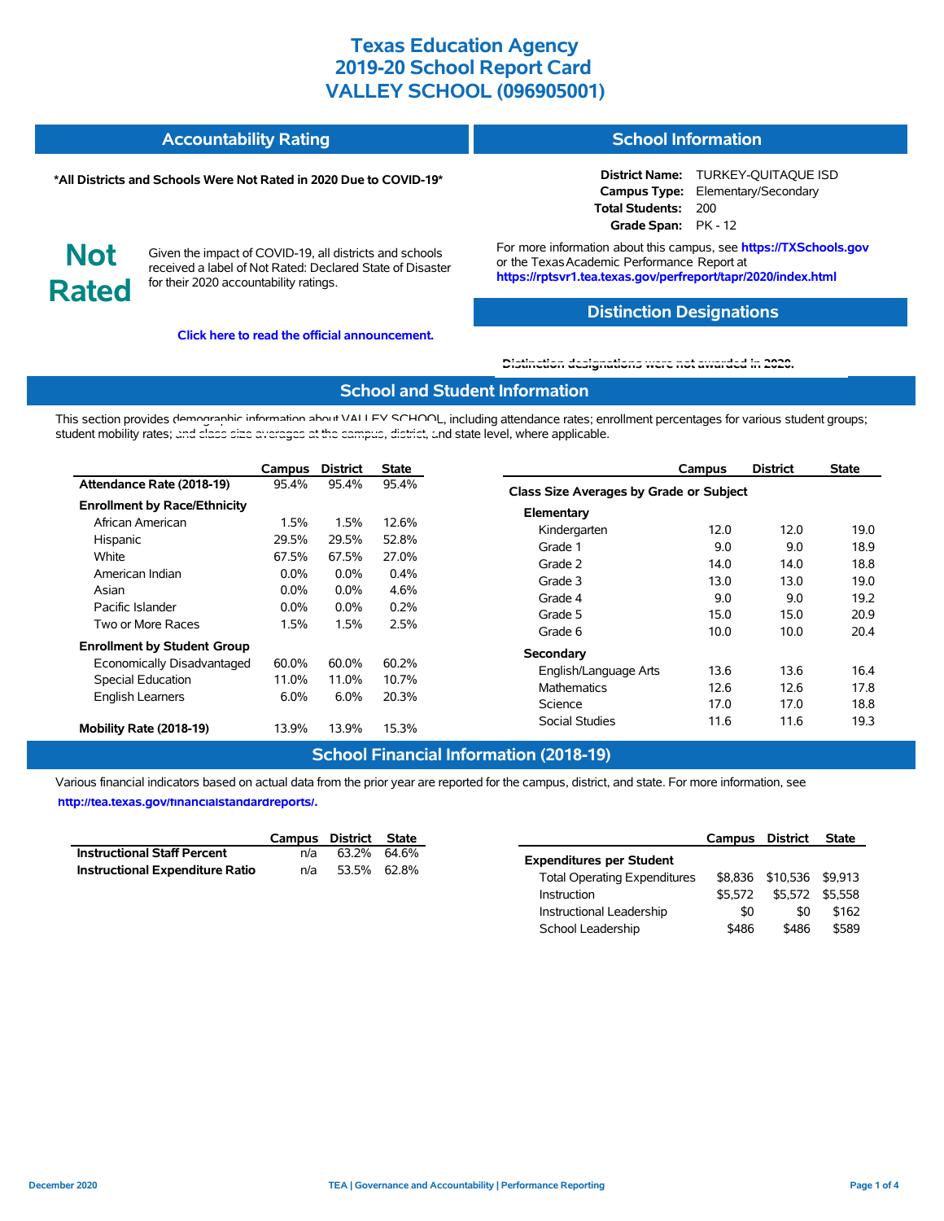# Texas Education Agency
# 2019-20 School Report Card
# VALLEY SCHOOL (096905001)

## Accountability Rating

***All Districts and Schools Were Not Rated in 2020 Due to COVID-19***

**Not Rated**

Given the impact of COVID-19, all districts and schools received a label of Not Rated: Declared State of Disaster for their 2020 accountability ratings.

**Click here to read the official announcement.**

## School Information

**District Name:** TURKEY-QUITAQUE ISD
**Campus Type:** Elementary/Secondary
**Total Students:** 200
**Grade Span:** PK - 12

For more information about this campus, see **https://TXSchools.gov** or the Texas Academic Performance Report at **https://rptsvr1.tea.texas.gov/perfreport/tapr/2020/index.html**

## Distinction Designations

Distinction designations were not awarded in 2020.

## School and Student Information

This section provides demographic information about VALLEY SCHOOL, including attendance rates; enrollment percentages for various student groups; student mobility rates; and class size averages at the campus, district, and state level, where applicable.

| | Campus | District | State |
|---|---|---|---|
| **Attendance Rate (2018-19)** | 95.4% | 95.4% | 95.4% |
| **Enrollment by Race/Ethnicity** | | | |
| African American | 1.5% | 1.5% | 12.6% |
| Hispanic | 29.5% | 29.5% | 52.8% |
| White | 67.5% | 67.5% | 27.0% |
| American Indian | 0.0% | 0.0% | 0.4% |
| Asian | 0.0% | 0.0% | 4.6% |
| Pacific Islander | 0.0% | 0.0% | 0.2% |
| Two or More Races | 1.5% | 1.5% | 2.5% |
| **Enrollment by Student Group** | | | |
| Economically Disadvantaged | 60.0% | 60.0% | 60.2% |
| Special Education | 11.0% | 11.0% | 10.7% |
| English Learners | 6.0% | 6.0% | 20.3% |
| **Mobility Rate (2018-19)** | 13.9% | 13.9% | 15.3% |

| | Campus | District | State |
|---|---|---|---|
| **Class Size Averages by Grade or Subject** | | | |
| **Elementary** | | | |
| Kindergarten | 12.0 | 12.0 | 19.0 |
| Grade 1 | 9.0 | 9.0 | 18.9 |
| Grade 2 | 14.0 | 14.0 | 18.8 |
| Grade 3 | 13.0 | 13.0 | 19.0 |
| Grade 4 | 9.0 | 9.0 | 19.2 |
| Grade 5 | 15.0 | 15.0 | 20.9 |
| Grade 6 | 10.0 | 10.0 | 20.4 |
| **Secondary** | | | |
| English/Language Arts | 13.6 | 13.6 | 16.4 |
| Mathematics | 12.6 | 12.6 | 17.8 |
| Science | 17.0 | 17.0 | 18.8 |
| Social Studies | 11.6 | 11.6 | 19.3 |

## School Financial Information (2018-19)

Various financial indicators based on actual data from the prior year are reported for the campus, district, and state. For more information, see **http://tea.texas.gov/financialstandardreports/.**

| | Campus | District | State |
|---|---|---|---|
| **Instructional Staff Percent** | n/a | 63.2% | 64.6% |
| **Instructional Expenditure Ratio** | n/a | 53.5% | 62.8% |

| | Campus | District | State |
|---|---|---|---|
| **Expenditures per Student** | | | |
| Total Operating Expenditures | $8,836 | $10,536 | $9,913 |
| Instruction | $5,572 | $5,572 | $5,558 |
| Instructional Leadership | $0 | $0 | $162 |
| School Leadership | $486 | $486 | $589 |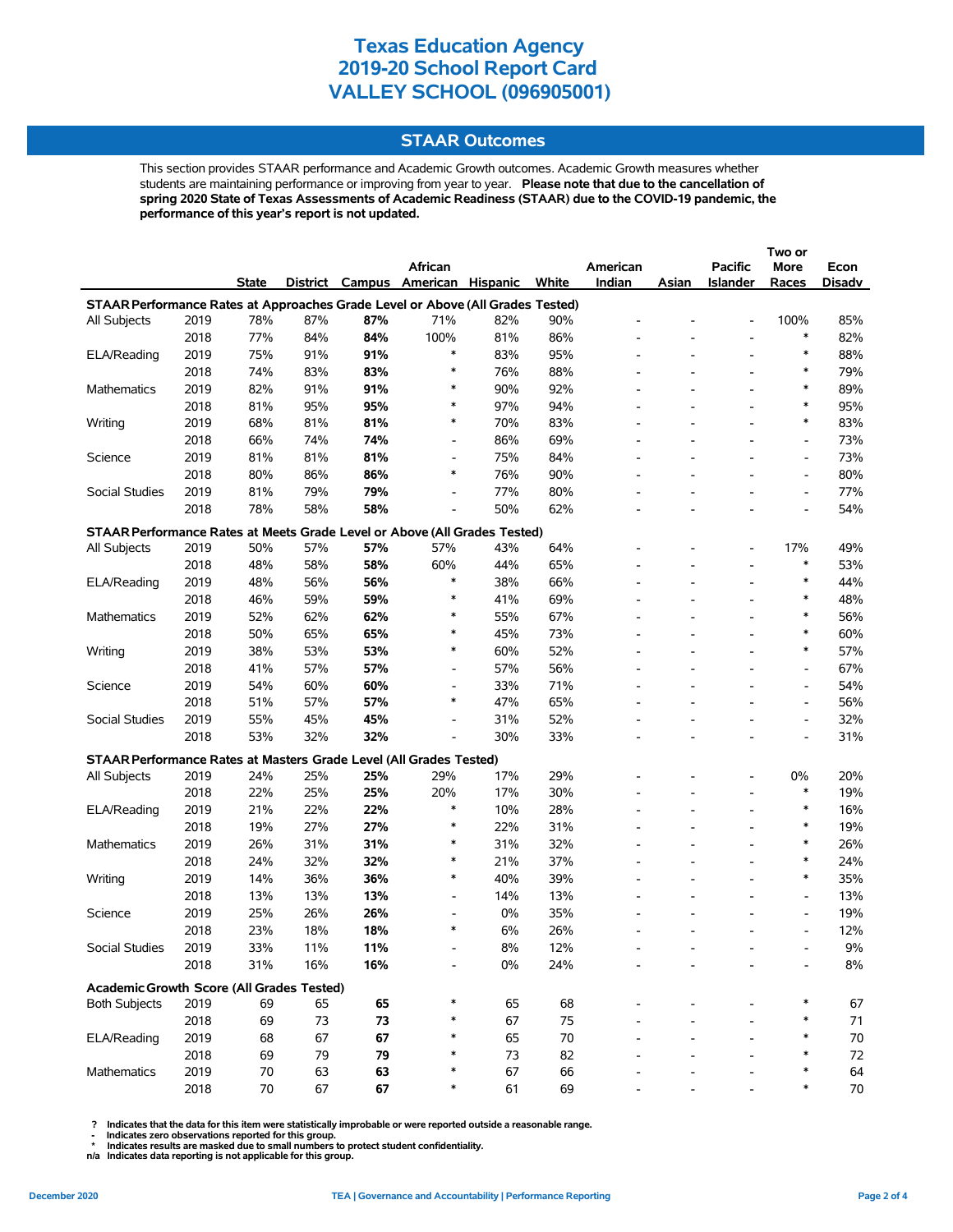# Texas Education Agency
# 2019-20 School Report Card
# VALLEY SCHOOL (096905001)

## STAAR Outcomes

This section provides STAAR performance and Academic Growth outcomes. Academic Growth measures whether students are maintaining performance or improving from year to year. **Please note that due to the cancellation of spring 2020 State of Texas Assessments of Academic Readiness (STAAR) due to the COVID-19 pandemic, the performance of this year's report is not updated.**

| | | State | District | Campus | African American | Hispanic | White | American Indian | Asian | Pacific Islander | Two or More Races | Econ Disadv |
|---|---|---|---|---|---|---|---|---|---|---|---|---|
| **STAAR Performance Rates at Approaches Grade Level or Above (All Grades Tested)** | | | | | | | | | | | | |
| All Subjects | 2019 | 78% | 87% | **87%** | 71% | 82% | 90% | - | - | - | 100% | 85% |
| | 2018 | 77% | 84% | **84%** | 100% | 81% | 86% | - | - | - | * | 82% |
| ELA/Reading | 2019 | 75% | 91% | **91%** | * | 83% | 95% | - | - | - | * | 88% |
| | 2018 | 74% | 83% | **83%** | * | 76% | 88% | - | - | - | * | 79% |
| Mathematics | 2019 | 82% | 91% | **91%** | * | 90% | 92% | - | - | - | * | 89% |
| | 2018 | 81% | 95% | **95%** | * | 97% | 94% | - | - | - | * | 95% |
| Writing | 2019 | 68% | 81% | **81%** | * | 70% | 83% | - | - | - | * | 83% |
| | 2018 | 66% | 74% | **74%** | - | 86% | 69% | - | - | - | - | 73% |
| Science | 2019 | 81% | 81% | **81%** | - | 75% | 84% | - | - | - | - | 73% |
| | 2018 | 80% | 86% | **86%** | * | 76% | 90% | - | - | - | - | 80% |
| Social Studies | 2019 | 81% | 79% | **79%** | - | 77% | 80% | - | - | - | - | 77% |
| | 2018 | 78% | 58% | **58%** | - | 50% | 62% | - | - | - | - | 54% |
| **STAAR Performance Rates at Meets Grade Level or Above (All Grades Tested)** | | | | | | | | | | | | |
| All Subjects | 2019 | 50% | 57% | **57%** | 57% | 43% | 64% | - | - | - | 17% | 49% |
| | 2018 | 48% | 58% | **58%** | 60% | 44% | 65% | - | - | - | * | 53% |
| ELA/Reading | 2019 | 48% | 56% | **56%** | * | 38% | 66% | - | - | - | * | 44% |
| | 2018 | 46% | 59% | **59%** | * | 41% | 69% | - | - | - | * | 48% |
| Mathematics | 2019 | 52% | 62% | **62%** | * | 55% | 67% | - | - | - | * | 56% |
| | 2018 | 50% | 65% | **65%** | * | 45% | 73% | - | - | - | * | 60% |
| Writing | 2019 | 38% | 53% | **53%** | * | 60% | 52% | - | - | - | * | 57% |
| | 2018 | 41% | 57% | **57%** | - | 57% | 56% | - | - | - | - | 67% |
| Science | 2019 | 54% | 60% | **60%** | - | 33% | 71% | - | - | - | - | 54% |
| | 2018 | 51% | 57% | **57%** | * | 47% | 65% | - | - | - | - | 56% |
| Social Studies | 2019 | 55% | 45% | **45%** | - | 31% | 52% | - | - | - | - | 32% |
| | 2018 | 53% | 32% | **32%** | - | 30% | 33% | - | - | - | - | 31% |
| **STAAR Performance Rates at Masters Grade Level (All Grades Tested)** | | | | | | | | | | | | |
| All Subjects | 2019 | 24% | 25% | **25%** | 29% | 17% | 29% | - | - | - | 0% | 20% |
| | 2018 | 22% | 25% | **25%** | 20% | 17% | 30% | - | - | - | * | 19% |
| ELA/Reading | 2019 | 21% | 22% | **22%** | * | 10% | 28% | - | - | - | * | 16% |
| | 2018 | 19% | 27% | **27%** | * | 22% | 31% | - | - | - | * | 19% |
| Mathematics | 2019 | 26% | 31% | **31%** | * | 31% | 32% | - | - | - | * | 26% |
| | 2018 | 24% | 32% | **32%** | * | 21% | 37% | - | - | - | * | 24% |
| Writing | 2019 | 14% | 36% | **36%** | * | 40% | 39% | - | - | - | * | 35% |
| | 2018 | 13% | 13% | **13%** | - | 14% | 13% | - | - | - | - | 13% |
| Science | 2019 | 25% | 26% | **26%** | - | 0% | 35% | - | - | - | - | 19% |
| | 2018 | 23% | 18% | **18%** | * | 6% | 26% | - | - | - | - | 12% |
| Social Studies | 2019 | 33% | 11% | **11%** | - | 8% | 12% | - | - | - | - | 9% |
| | 2018 | 31% | 16% | **16%** | - | 0% | 24% | - | - | - | - | 8% |
| **Academic Growth Score (All Grades Tested)** | | | | | | | | | | | | |
| Both Subjects | 2019 | 69 | 65 | **65** | * | 65 | 68 | - | - | - | * | 67 |
| | 2018 | 69 | 73 | **73** | * | 67 | 75 | - | - | - | * | 71 |
| ELA/Reading | 2019 | 68 | 67 | **67** | * | 65 | 70 | - | - | - | * | 70 |
| | 2018 | 69 | 79 | **79** | * | 73 | 82 | - | - | - | * | 72 |
| Mathematics | 2019 | 70 | 63 | **63** | * | 67 | 66 | - | - | - | * | 64 |
| | 2018 | 70 | 67 | **67** | * | 61 | 69 | - | - | - | * | 70 |

**?** Indicates that the data for this item were statistically improbable or were reported outside a reasonable range.
**-** Indicates zero observations reported for this group.
**\*** Indicates results are masked due to small numbers to protect student confidentiality.
**n/a** Indicates data reporting is not applicable for this group.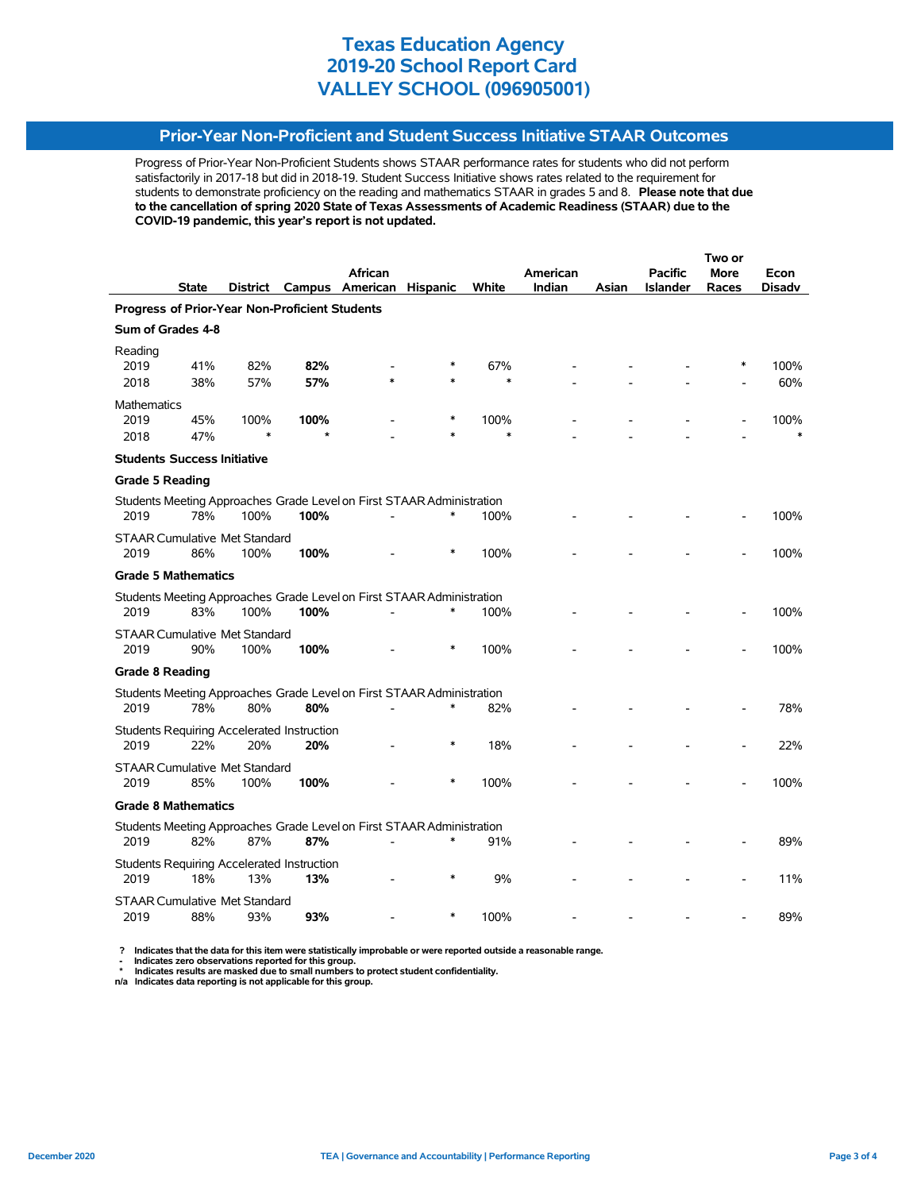# Texas Education Agency
# 2019-20 School Report Card
# VALLEY SCHOOL (096905001)

## Prior-Year Non-Proficient and Student Success Initiative STAAR Outcomes

Progress of Prior-Year Non-Proficient Students shows STAAR performance rates for students who did not perform satisfactorily in 2017-18 but did in 2018-19. Student Success Initiative shows rates related to the requirement for students to demonstrate proficiency on the reading and mathematics STAAR in grades 5 and 8. **Please note that due to the cancellation of spring 2020 State of Texas Assessments of Academic Readiness (STAAR) due to the COVID-19 pandemic, this year's report is not updated.**

| | State | District | Campus | African American | Hispanic | White | American Indian | Asian | Pacific Islander | Two or More Races | Econ Disadv |
|---|---|---|---|---|---|---|---|---|---|---|---|
| **Progress of Prior-Year Non-Proficient Students** | | | | | | | | | | | |
| **Sum of Grades 4-8** | | | | | | | | | | | |
| Reading | | | | | | | | | | | |
| 2019 | 41% | 82% | **82%** | - | * | 67% | - | - | - | * | 100% |
| 2018 | 38% | 57% | **57%** | * | * | * | - | - | - | - | 60% |
| Mathematics | | | | | | | | | | | |
| 2019 | 45% | 100% | **100%** | - | * | 100% | - | - | - | - | 100% |
| 2018 | 47% | * | * | - | * | * | - | - | - | - | * |
| **Students Success Initiative** | | | | | | | | | | | |
| **Grade 5 Reading** | | | | | | | | | | | |
| Students Meeting Approaches Grade Level on First STAAR Administration | | | | | | | | | | | |
| 2019 | 78% | 100% | **100%** | - | * | 100% | - | - | - | - | 100% |
| STAAR Cumulative Met Standard | | | | | | | | | | | |
| 2019 | 86% | 100% | **100%** | - | * | 100% | - | - | - | - | 100% |
| **Grade 5 Mathematics** | | | | | | | | | | | |
| Students Meeting Approaches Grade Level on First STAAR Administration | | | | | | | | | | | |
| 2019 | 83% | 100% | **100%** | - | * | 100% | - | - | - | - | 100% |
| STAAR Cumulative Met Standard | | | | | | | | | | | |
| 2019 | 90% | 100% | **100%** | - | * | 100% | - | - | - | - | 100% |
| **Grade 8 Reading** | | | | | | | | | | | |
| Students Meeting Approaches Grade Level on First STAAR Administration | | | | | | | | | | | |
| 2019 | 78% | 80% | **80%** | - | * | 82% | - | - | - | - | 78% |
| Students Requiring Accelerated Instruction | | | | | | | | | | | |
| 2019 | 22% | 20% | **20%** | - | * | 18% | - | - | - | - | 22% |
| STAAR Cumulative Met Standard | | | | | | | | | | | |
| 2019 | 85% | 100% | **100%** | - | * | 100% | - | - | - | - | 100% |
| **Grade 8 Mathematics** | | | | | | | | | | | |
| Students Meeting Approaches Grade Level on First STAAR Administration | | | | | | | | | | | |
| 2019 | 82% | 87% | **87%** | - | * | 91% | - | - | - | - | 89% |
| Students Requiring Accelerated Instruction | | | | | | | | | | | |
| 2019 | 18% | 13% | **13%** | - | * | 9% | - | - | - | - | 11% |
| STAAR Cumulative Met Standard | | | | | | | | | | | |
| 2019 | 88% | 93% | **93%** | - | * | 100% | - | - | - | - | 89% |

**?** Indicates that the data for this item were statistically improbable or were reported outside a reasonable range.
**-** Indicates zero observations reported for this group.
**\*** Indicates results are masked due to small numbers to protect student confidentiality.
**n/a** Indicates data reporting is not applicable for this group.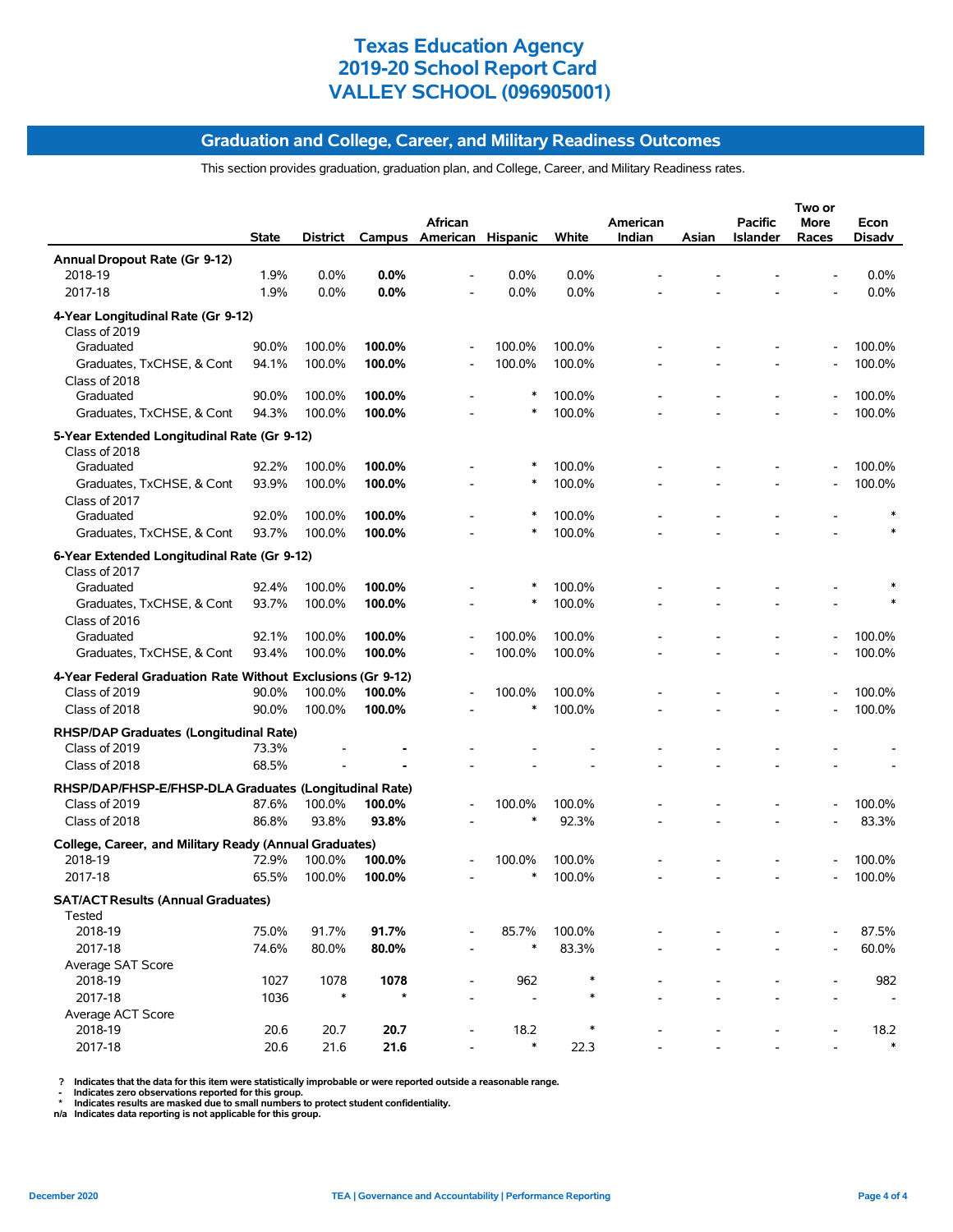# Texas Education Agency
# 2019-20 School Report Card
# VALLEY SCHOOL (096905001)

## Graduation and College, Career, and Military Readiness Outcomes

This section provides graduation, graduation plan, and College, Career, and Military Readiness rates.

| | State | District | Campus | African American | Hispanic | White | American Indian | Asian | Pacific Islander | Two or More Races | Econ Disadv |
|---|---|---|---|---|---|---|---|---|---|---|---|
| **Annual Dropout Rate (Gr 9-12)** | | | | | | | | | | | |
| 2018-19 | 1.9% | 0.0% | **0.0%** | - | 0.0% | 0.0% | - | - | - | - | 0.0% |
| 2017-18 | 1.9% | 0.0% | **0.0%** | - | 0.0% | 0.0% | - | - | - | - | 0.0% |
| **4-Year Longitudinal Rate (Gr 9-12)** | | | | | | | | | | | |
| Class of 2019 | | | | | | | | | | | |
| Graduated | 90.0% | 100.0% | **100.0%** | - | 100.0% | 100.0% | - | - | - | - | 100.0% |
| Graduates, TxCHSE, & Cont | 94.1% | 100.0% | **100.0%** | - | 100.0% | 100.0% | - | - | - | - | 100.0% |
| Class of 2018 | | | | | | | | | | | |
| Graduated | 90.0% | 100.0% | **100.0%** | - | * | 100.0% | - | - | - | - | 100.0% |
| Graduates, TxCHSE, & Cont | 94.3% | 100.0% | **100.0%** | - | * | 100.0% | - | - | - | - | 100.0% |
| **5-Year Extended Longitudinal Rate (Gr 9-12)** | | | | | | | | | | | |
| Class of 2018 | | | | | | | | | | | |
| Graduated | 92.2% | 100.0% | **100.0%** | - | * | 100.0% | - | - | - | - | 100.0% |
| Graduates, TxCHSE, & Cont | 93.9% | 100.0% | **100.0%** | - | * | 100.0% | - | - | - | - | 100.0% |
| Class of 2017 | | | | | | | | | | | |
| Graduated | 92.0% | 100.0% | **100.0%** | - | * | 100.0% | - | - | - | - | * |
| Graduates, TxCHSE, & Cont | 93.7% | 100.0% | **100.0%** | - | * | 100.0% | - | - | - | - | * |
| **6-Year Extended Longitudinal Rate (Gr 9-12)** | | | | | | | | | | | |
| Class of 2017 | | | | | | | | | | | |
| Graduated | 92.4% | 100.0% | **100.0%** | - | * | 100.0% | - | - | - | - | * |
| Graduates, TxCHSE, & Cont | 93.7% | 100.0% | **100.0%** | - | * | 100.0% | - | - | - | - | * |
| Class of 2016 | | | | | | | | | | | |
| Graduated | 92.1% | 100.0% | **100.0%** | - | 100.0% | 100.0% | - | - | - | - | 100.0% |
| Graduates, TxCHSE, & Cont | 93.4% | 100.0% | **100.0%** | - | 100.0% | 100.0% | - | - | - | - | 100.0% |
| **4-Year Federal Graduation Rate Without Exclusions (Gr 9-12)** | | | | | | | | | | | |
| Class of 2019 | 90.0% | 100.0% | **100.0%** | - | 100.0% | 100.0% | - | - | - | - | 100.0% |
| Class of 2018 | 90.0% | 100.0% | **100.0%** | - | * | 100.0% | - | - | - | - | 100.0% |
| **RHSP/DAP Graduates (Longitudinal Rate)** | | | | | | | | | | | |
| Class of 2019 | 73.3% | - | **-** | - | - | - | - | - | - | - | - |
| Class of 2018 | 68.5% | - | **-** | - | - | - | - | - | - | - | - |
| **RHSP/DAP/FHSP-E/FHSP-DLA Graduates (Longitudinal Rate)** | | | | | | | | | | | |
| Class of 2019 | 87.6% | 100.0% | **100.0%** | - | 100.0% | 100.0% | - | - | - | - | 100.0% |
| Class of 2018 | 86.8% | 93.8% | **93.8%** | - | * | 92.3% | - | - | - | - | 83.3% |
| **College, Career, and Military Ready (Annual Graduates)** | | | | | | | | | | | |
| 2018-19 | 72.9% | 100.0% | **100.0%** | - | 100.0% | 100.0% | - | - | - | - | 100.0% |
| 2017-18 | 65.5% | 100.0% | **100.0%** | - | * | 100.0% | - | - | - | - | 100.0% |
| **SAT/ACT Results (Annual Graduates)** | | | | | | | | | | | |
| Tested | | | | | | | | | | | |
| 2018-19 | 75.0% | 91.7% | **91.7%** | - | 85.7% | 100.0% | - | - | - | - | 87.5% |
| 2017-18 | 74.6% | 80.0% | **80.0%** | - | * | 83.3% | - | - | - | - | 60.0% |
| Average SAT Score | | | | | | | | | | | |
| 2018-19 | 1027 | 1078 | **1078** | - | 962 | * | - | - | - | - | 982 |
| 2017-18 | 1036 | * | * | - | - | * | - | - | - | - | - |
| Average ACT Score | | | | | | | | | | | |
| 2018-19 | 20.6 | 20.7 | **20.7** | - | 18.2 | * | - | - | - | - | 18.2 |
| 2017-18 | 20.6 | 21.6 | **21.6** | - | * | 22.3 | - | - | - | - | * |

? Indicates that the data for this item were statistically improbable or were reported outside a reasonable range.
\- Indicates zero observations reported for this group.
\* Indicates results are masked due to small numbers to protect student confidentiality.
n/a Indicates data reporting is not applicable for this group.